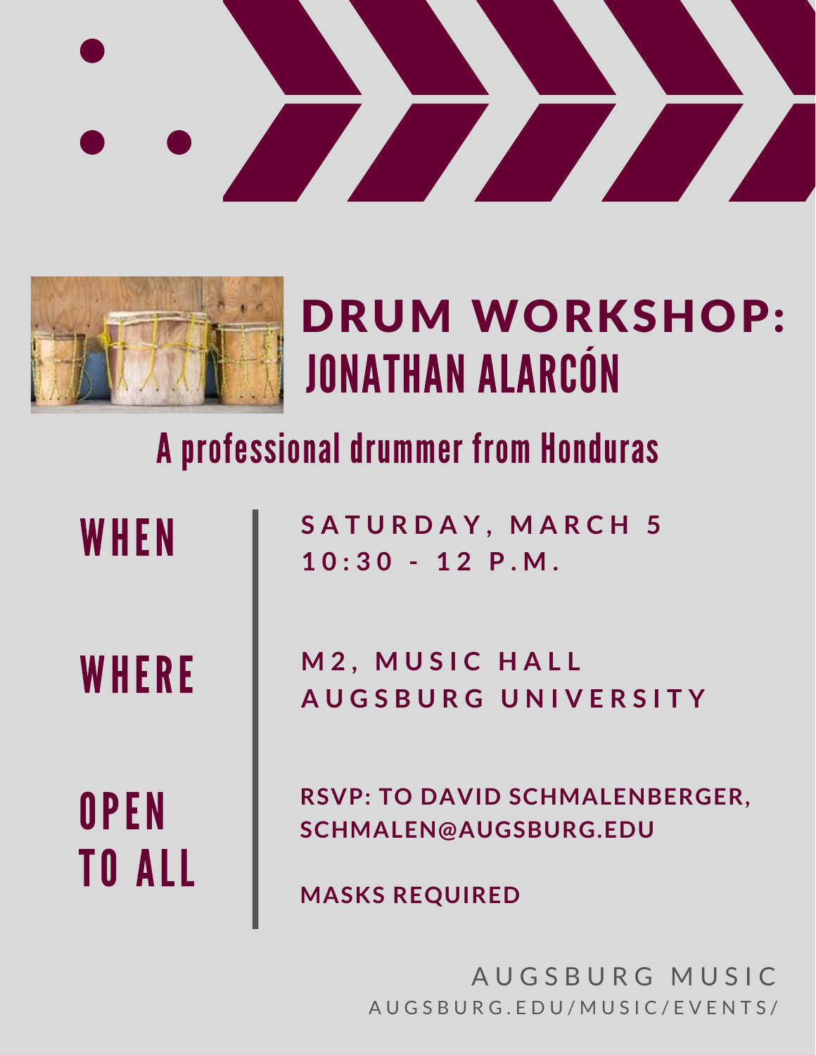# DRUM WORKSHOP: JONATHAN ALARCÓN

## A professional drummer from Honduras

**WHEN**

SATURDAY, MARCH 5
10:30 - 12 P.M.

**WHERE**

M2, MUSIC HALL
AUGSBURG UNIVERSITY

**OPEN TO ALL**

RSVP: TO DAVID SCHMALENBERGER, SCHMALEN@AUGSBURG.EDU

MASKS REQUIRED

AUGSBURG MUSIC
AUGSBURG.EDU/MUSIC/EVENTS/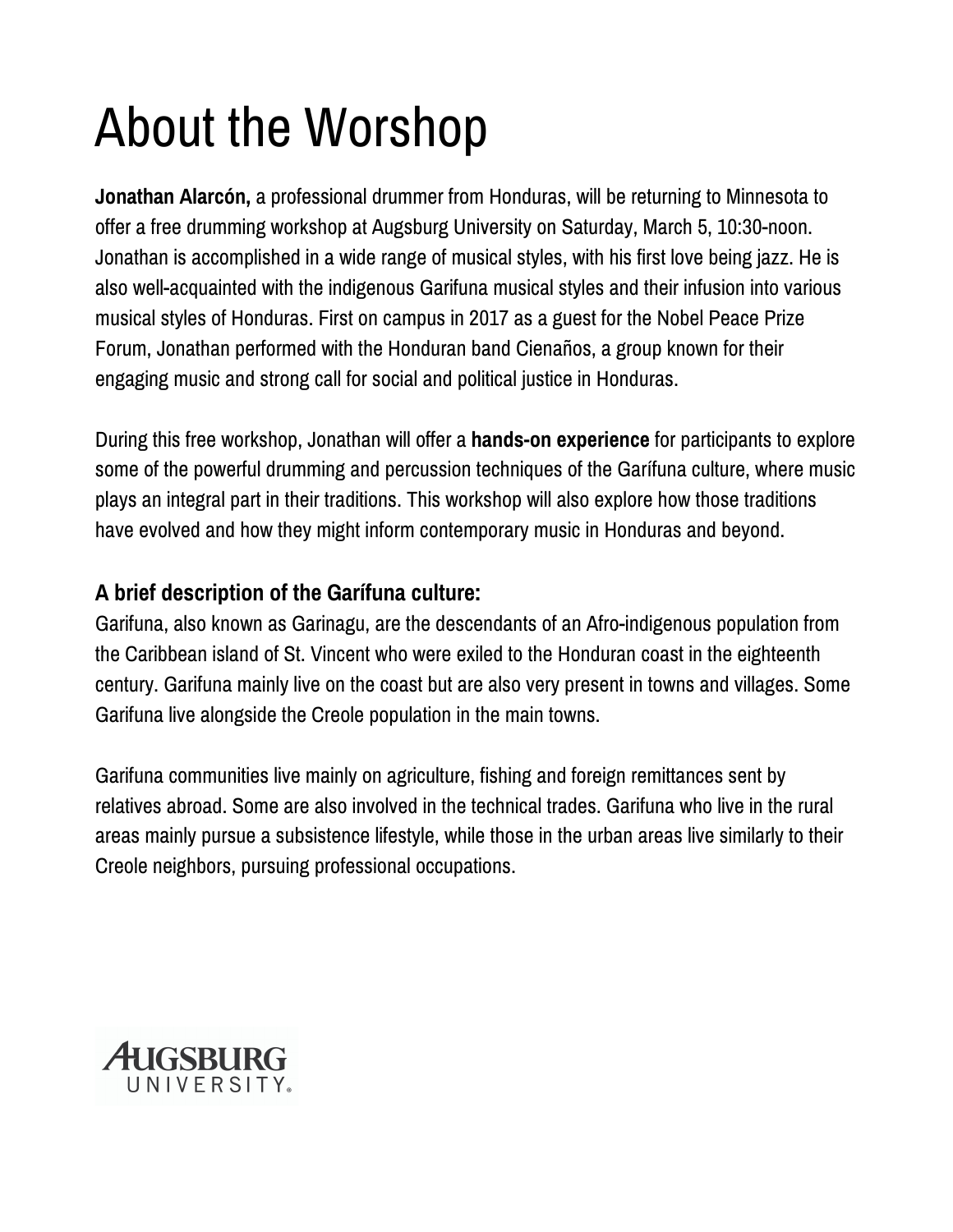# About the Worshop

**Jonathan Alarcón,** a professional drummer from Honduras, will be returning to Minnesota to offer a free drumming workshop at Augsburg University on Saturday, March 5, 10:30-noon. Jonathan is accomplished in a wide range of musical styles, with his first love being jazz. He is also well-acquainted with the indigenous Garifuna musical styles and their infusion into various musical styles of Honduras. First on campus in 2017 as a guest for the Nobel Peace Prize Forum, Jonathan performed with the Honduran band Cienaños, a group known for their engaging music and strong call for social and political justice in Honduras.

During this free workshop, Jonathan will offer a **hands-on experience** for participants to explore some of the powerful drumming and percussion techniques of the Garífuna culture, where music plays an integral part in their traditions. This workshop will also explore how those traditions have evolved and how they might inform contemporary music in Honduras and beyond.

### A brief description of the Garífuna culture:

Garifuna, also known as Garinagu, are the descendants of an Afro-indigenous population from the Caribbean island of St. Vincent who were exiled to the Honduran coast in the eighteenth century. Garifuna mainly live on the coast but are also very present in towns and villages. Some Garifuna live alongside the Creole population in the main towns.

Garifuna communities live mainly on agriculture, fishing and foreign remittances sent by relatives abroad. Some are also involved in the technical trades. Garifuna who live in the rural areas mainly pursue a subsistence lifestyle, while those in the urban areas live similarly to their Creole neighbors, pursuing professional occupations.

AUGSBURG UNIVERSITY